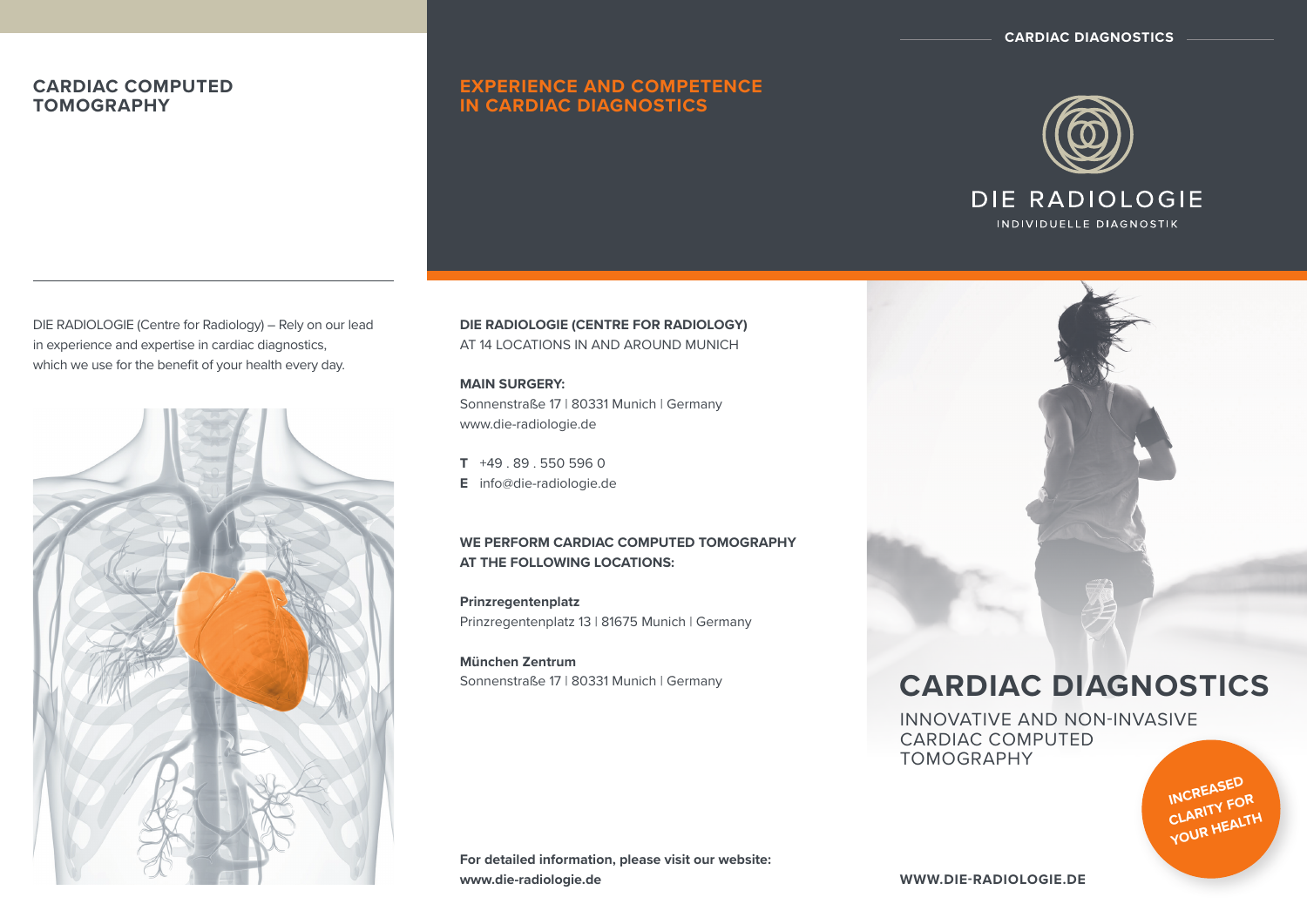## CARDIAC COMPUTED TOMOGRAPHY

DIE RADIOLOGIE (Centre for Radiology) – Rely on our lead in experience and expertise in cardiac diagnostics, which we use for the benefit of your health every day.

## EXPERIENCE AND COMPETENCE IN CARDIAC DIAGNOSTICS

**DIE RADIOLOGIE (CENTRE FOR RADIOLOGY)**
AT 14 LOCATIONS IN AND AROUND MUNICH

**MAIN SURGERY:**
Sonnenstraße 17 | 80331 Munich | Germany
www.die-radiologie.de

**T** +49 . 89 . 550 596 0
**E** info@die-radiologie.de

**WE PERFORM CARDIAC COMPUTED TOMOGRAPHY AT THE FOLLOWING LOCATIONS:**

**Prinzregentenplatz**
Prinzregentenplatz 13 | 81675 Munich | Germany

**München Zentrum**
Sonnenstraße 17 | 80331 Munich | Germany

**For detailed information, please visit our website: www.die-radiologie.de**

CARDIAC DIAGNOSTICS

DIE RADIOLOGIE
INDIVIDUELLE DIAGNOSTIK

# CARDIAC DIAGNOSTICS

INNOVATIVE AND NON-INVASIVE CARDIAC COMPUTED TOMOGRAPHY

INCREASED CLARITY FOR YOUR HEALTH

**WWW.DIE-RADIOLOGIE.DE**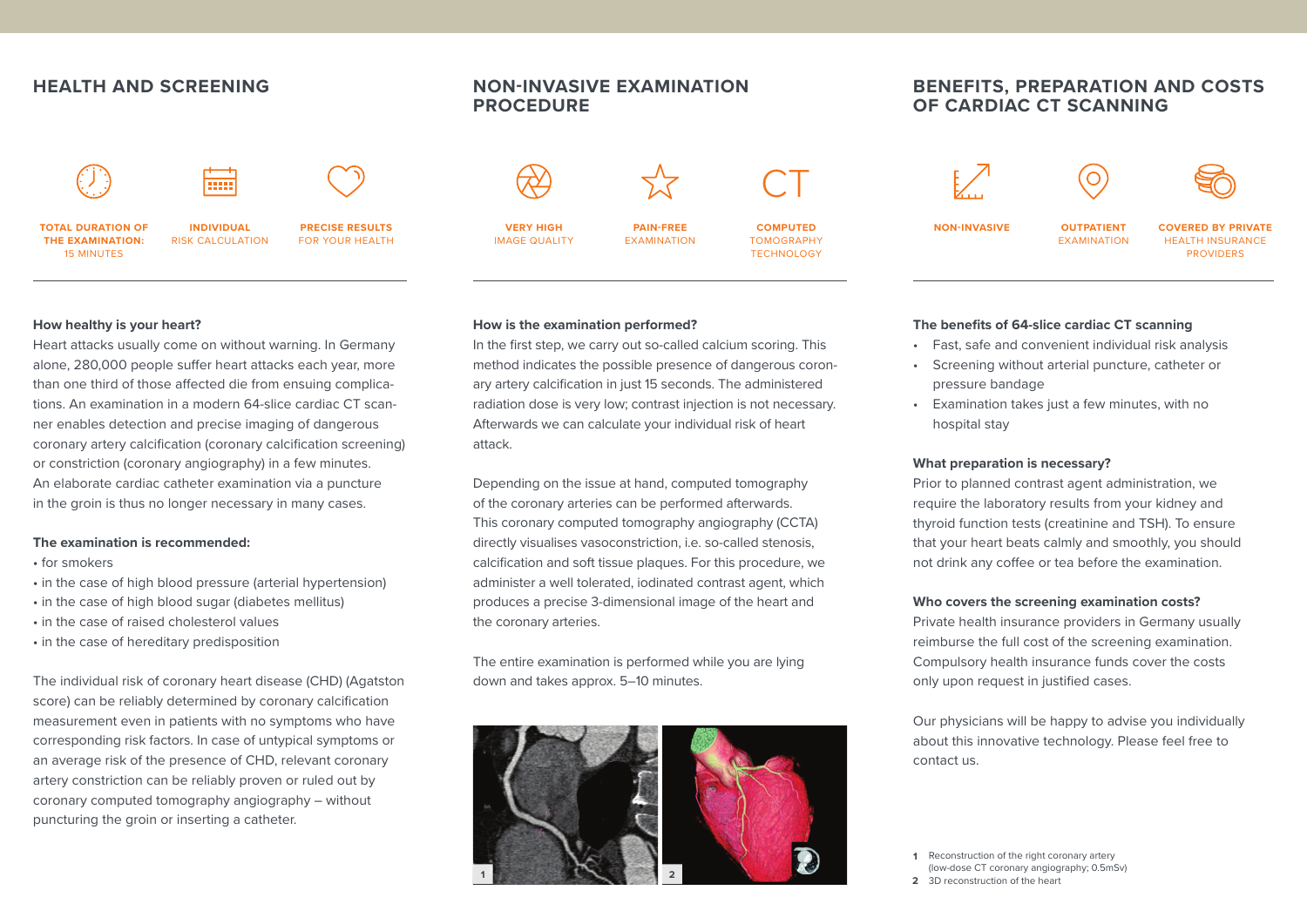## HEALTH AND SCREENING

**TOTAL DURATION OF THE EXAMINATION:** 15 MINUTES

**INDIVIDUAL** RISK CALCULATION

**PRECISE RESULTS** FOR YOUR HEALTH

**How healthy is your heart?**

Heart attacks usually come on without warning. In Germany alone, 280,000 people suffer heart attacks each year, more than one third of those affected die from ensuing complications. An examination in a modern 64-slice cardiac CT scanner enables detection and precise imaging of dangerous coronary artery calcification (coronary calcification screening) or constriction (coronary angiography) in a few minutes. An elaborate cardiac catheter examination via a puncture in the groin is thus no longer necessary in many cases.

**The examination is recommended:**

- for smokers
- in the case of high blood pressure (arterial hypertension)
- in the case of high blood sugar (diabetes mellitus)
- in the case of raised cholesterol values
- in the case of hereditary predisposition

The individual risk of coronary heart disease (CHD) (Agatston score) can be reliably determined by coronary calcification measurement even in patients with no symptoms who have corresponding risk factors. In case of untypical symptoms or an average risk of the presence of CHD, relevant coronary artery constriction can be reliably proven or ruled out by coronary computed tomography angiography – without puncturing the groin or inserting a catheter.

## NON-INVASIVE EXAMINATION PROCEDURE

**VERY HIGH** IMAGE QUALITY

**PAIN-FREE** EXAMINATION

**COMPUTED** TOMOGRAPHY TECHNOLOGY

**How is the examination performed?**

In the first step, we carry out so-called calcium scoring. This method indicates the possible presence of dangerous coronary artery calcification in just 15 seconds. The administered radiation dose is very low; contrast injection is not necessary. Afterwards we can calculate your individual risk of heart attack.

Depending on the issue at hand, computed tomography of the coronary arteries can be performed afterwards. This coronary computed tomography angiography (CCTA) directly visualises vasoconstriction, i.e. so-called stenosis, calcification and soft tissue plaques. For this procedure, we administer a well tolerated, iodinated contrast agent, which produces a precise 3-dimensional image of the heart and the coronary arteries.

The entire examination is performed while you are lying down and takes approx. 5–10 minutes.

## BENEFITS, PREPARATION AND COSTS OF CARDIAC CT SCANNING

**NON-INVASIVE**

**OUTPATIENT** EXAMINATION

**COVERED BY PRIVATE** HEALTH INSURANCE PROVIDERS

**The benefits of 64-slice cardiac CT scanning**

- Fast, safe and convenient individual risk analysis
- Screening without arterial puncture, catheter or pressure bandage
- Examination takes just a few minutes, with no hospital stay

**What preparation is necessary?**

Prior to planned contrast agent administration, we require the laboratory results from your kidney and thyroid function tests (creatinine and TSH). To ensure that your heart beats calmly and smoothly, you should not drink any coffee or tea before the examination.

**Who covers the screening examination costs?**

Private health insurance providers in Germany usually reimburse the full cost of the screening examination. Compulsory health insurance funds cover the costs only upon request in justified cases.

Our physicians will be happy to advise you individually about this innovative technology. Please feel free to contact us.

**1** Reconstruction of the right coronary artery (low-dose CT coronary angiography; 0.5mSv)
**2** 3D reconstruction of the heart